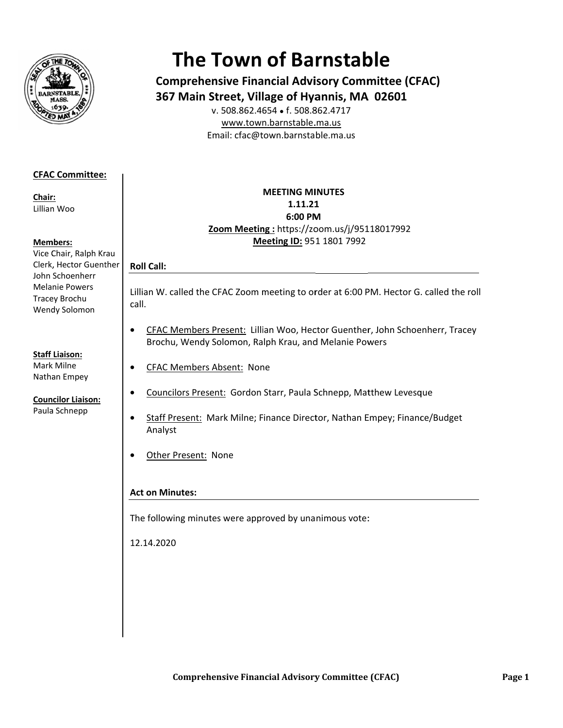# The Town of Barnstable

**Comprehensive Financial Advisory Committee (CFAC)**
**367 Main Street, Village of Hyannis, MA 02601**

v. 508.862.4654 • f. 508.862.4717
www.town.barnstable.ma.us
Email: cfac@town.barnstable.ma.us

**CFAC Committee:**

**Chair:**
Lillian Woo

**Members:**
Vice Chair, Ralph Krau
Clerk, Hector Guenther
John Schoenherr
Melanie Powers
Tracey Brochu
Wendy Solomon

**Staff Liaison:**
Mark Milne
Nathan Empey

**Councilor Liaison:**
Paula Schnepp

**MEETING MINUTES**
**1.11.21**
**6:00 PM**
**Zoom Meeting :** https://zoom.us/j/95118017992
**Meeting ID:** 951 1801 7992

**Roll Call:**

Lillian W. called the CFAC Zoom meeting to order at 6:00 PM. Hector G. called the roll call.

- CFAC Members Present: Lillian Woo, Hector Guenther, John Schoenherr, Tracey Brochu, Wendy Solomon, Ralph Krau, and Melanie Powers
- CFAC Members Absent: None
- Councilors Present: Gordon Starr, Paula Schnepp, Matthew Levesque
- Staff Present: Mark Milne; Finance Director, Nathan Empey; Finance/Budget Analyst
- Other Present: None

**Act on Minutes:**

The following minutes were approved by unanimous vote:

12.14.2020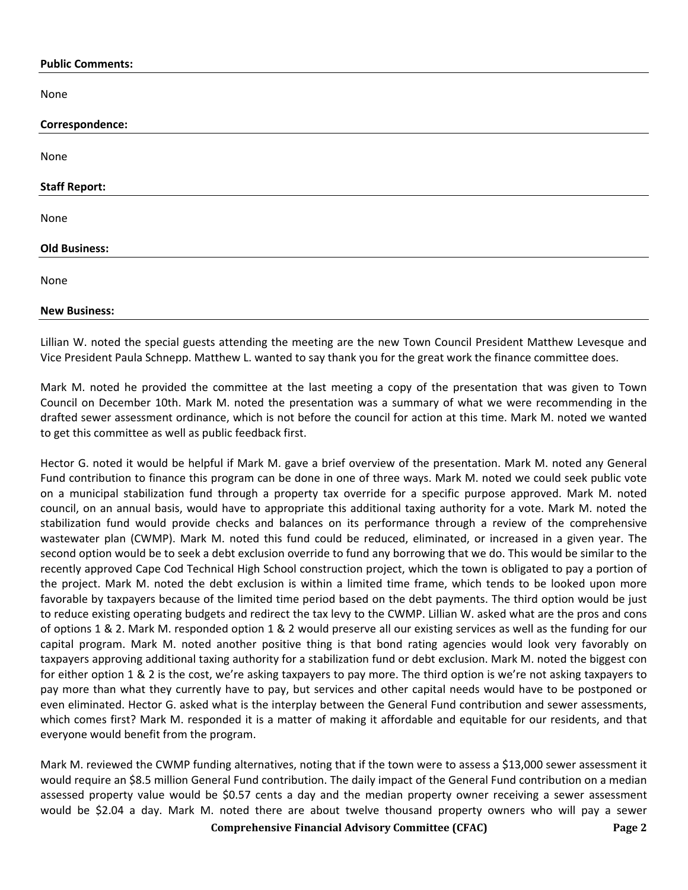**Public Comments:**

None

**Correspondence:**

None

**Staff Report:**

None

**Old Business:**

None

**New Business:**

Lillian W. noted the special guests attending the meeting are the new Town Council President Matthew Levesque and Vice President Paula Schnepp. Matthew L. wanted to say thank you for the great work the finance committee does.

Mark M. noted he provided the committee at the last meeting a copy of the presentation that was given to Town Council on December 10th. Mark M. noted the presentation was a summary of what we were recommending in the drafted sewer assessment ordinance, which is not before the council for action at this time. Mark M. noted we wanted to get this committee as well as public feedback first.

Hector G. noted it would be helpful if Mark M. gave a brief overview of the presentation. Mark M. noted any General Fund contribution to finance this program can be done in one of three ways. Mark M. noted we could seek public vote on a municipal stabilization fund through a property tax override for a specific purpose approved. Mark M. noted council, on an annual basis, would have to appropriate this additional taxing authority for a vote. Mark M. noted the stabilization fund would provide checks and balances on its performance through a review of the comprehensive wastewater plan (CWMP). Mark M. noted this fund could be reduced, eliminated, or increased in a given year. The second option would be to seek a debt exclusion override to fund any borrowing that we do. This would be similar to the recently approved Cape Cod Technical High School construction project, which the town is obligated to pay a portion of the project. Mark M. noted the debt exclusion is within a limited time frame, which tends to be looked upon more favorable by taxpayers because of the limited time period based on the debt payments. The third option would be just to reduce existing operating budgets and redirect the tax levy to the CWMP. Lillian W. asked what are the pros and cons of options 1 & 2. Mark M. responded option 1 & 2 would preserve all our existing services as well as the funding for our capital program. Mark M. noted another positive thing is that bond rating agencies would look very favorably on taxpayers approving additional taxing authority for a stabilization fund or debt exclusion. Mark M. noted the biggest con for either option 1 & 2 is the cost, we're asking taxpayers to pay more. The third option is we're not asking taxpayers to pay more than what they currently have to pay, but services and other capital needs would have to be postponed or even eliminated. Hector G. asked what is the interplay between the General Fund contribution and sewer assessments, which comes first? Mark M. responded it is a matter of making it affordable and equitable for our residents, and that everyone would benefit from the program.

Mark M. reviewed the CWMP funding alternatives, noting that if the town were to assess a $13,000 sewer assessment it would require an $8.5 million General Fund contribution. The daily impact of the General Fund contribution on a median assessed property value would be $0.57 cents a day and the median property owner receiving a sewer assessment would be $2.04 a day. Mark M. noted there are about twelve thousand property owners who will pay a sewer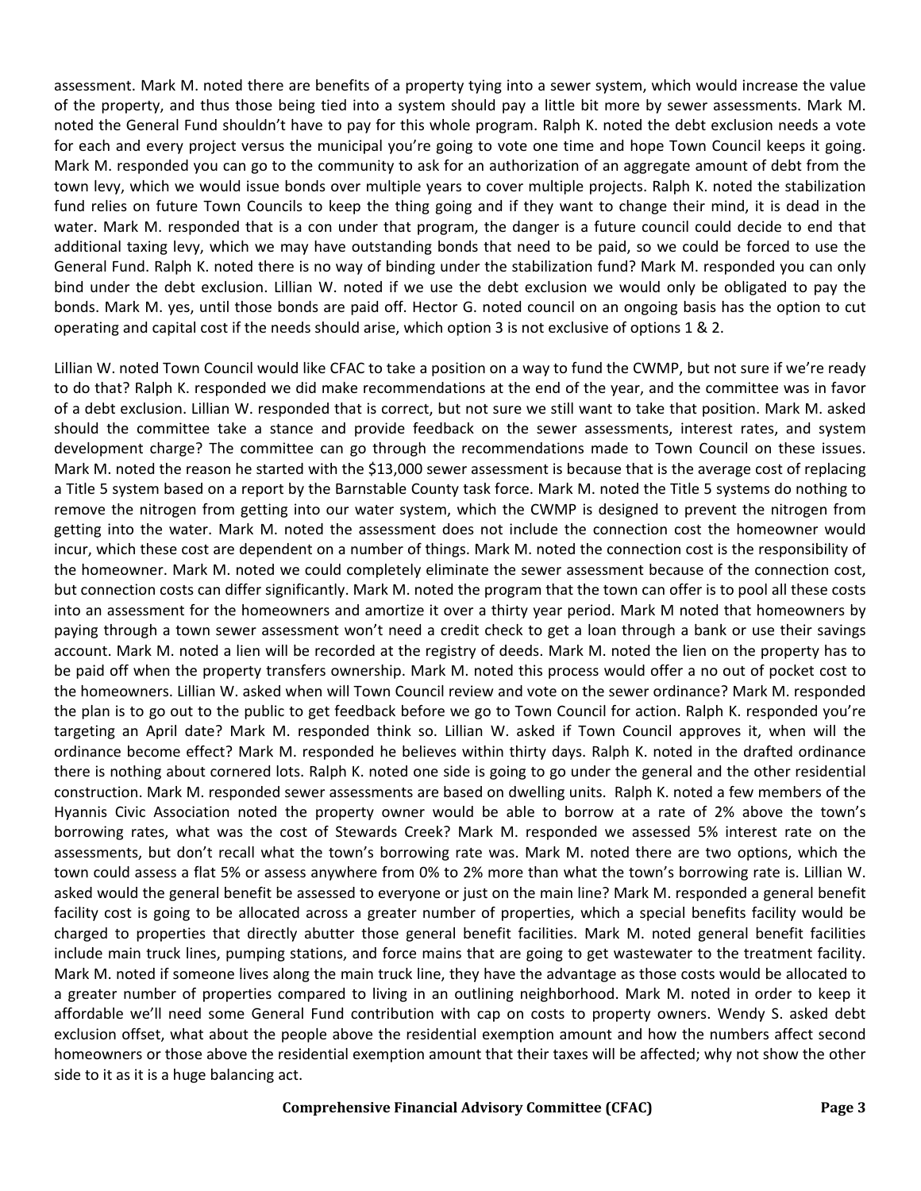assessment. Mark M. noted there are benefits of a property tying into a sewer system, which would increase the value of the property, and thus those being tied into a system should pay a little bit more by sewer assessments. Mark M. noted the General Fund shouldn't have to pay for this whole program. Ralph K. noted the debt exclusion needs a vote for each and every project versus the municipal you're going to vote one time and hope Town Council keeps it going. Mark M. responded you can go to the community to ask for an authorization of an aggregate amount of debt from the town levy, which we would issue bonds over multiple years to cover multiple projects. Ralph K. noted the stabilization fund relies on future Town Councils to keep the thing going and if they want to change their mind, it is dead in the water. Mark M. responded that is a con under that program, the danger is a future council could decide to end that additional taxing levy, which we may have outstanding bonds that need to be paid, so we could be forced to use the General Fund. Ralph K. noted there is no way of binding under the stabilization fund? Mark M. responded you can only bind under the debt exclusion. Lillian W. noted if we use the debt exclusion we would only be obligated to pay the bonds. Mark M. yes, until those bonds are paid off. Hector G. noted council on an ongoing basis has the option to cut operating and capital cost if the needs should arise, which option 3 is not exclusive of options 1 & 2.

Lillian W. noted Town Council would like CFAC to take a position on a way to fund the CWMP, but not sure if we're ready to do that? Ralph K. responded we did make recommendations at the end of the year, and the committee was in favor of a debt exclusion. Lillian W. responded that is correct, but not sure we still want to take that position. Mark M. asked should the committee take a stance and provide feedback on the sewer assessments, interest rates, and system development charge? The committee can go through the recommendations made to Town Council on these issues. Mark M. noted the reason he started with the $13,000 sewer assessment is because that is the average cost of replacing a Title 5 system based on a report by the Barnstable County task force. Mark M. noted the Title 5 systems do nothing to remove the nitrogen from getting into our water system, which the CWMP is designed to prevent the nitrogen from getting into the water. Mark M. noted the assessment does not include the connection cost the homeowner would incur, which these cost are dependent on a number of things. Mark M. noted the connection cost is the responsibility of the homeowner. Mark M. noted we could completely eliminate the sewer assessment because of the connection cost, but connection costs can differ significantly. Mark M. noted the program that the town can offer is to pool all these costs into an assessment for the homeowners and amortize it over a thirty year period. Mark M noted that homeowners by paying through a town sewer assessment won't need a credit check to get a loan through a bank or use their savings account. Mark M. noted a lien will be recorded at the registry of deeds. Mark M. noted the lien on the property has to be paid off when the property transfers ownership. Mark M. noted this process would offer a no out of pocket cost to the homeowners. Lillian W. asked when will Town Council review and vote on the sewer ordinance? Mark M. responded the plan is to go out to the public to get feedback before we go to Town Council for action. Ralph K. responded you're targeting an April date? Mark M. responded think so. Lillian W. asked if Town Council approves it, when will the ordinance become effect? Mark M. responded he believes within thirty days. Ralph K. noted in the drafted ordinance there is nothing about cornered lots. Ralph K. noted one side is going to go under the general and the other residential construction. Mark M. responded sewer assessments are based on dwelling units. Ralph K. noted a few members of the Hyannis Civic Association noted the property owner would be able to borrow at a rate of 2% above the town's borrowing rates, what was the cost of Stewards Creek? Mark M. responded we assessed 5% interest rate on the assessments, but don't recall what the town's borrowing rate was. Mark M. noted there are two options, which the town could assess a flat 5% or assess anywhere from 0% to 2% more than what the town's borrowing rate is. Lillian W. asked would the general benefit be assessed to everyone or just on the main line? Mark M. responded a general benefit facility cost is going to be allocated across a greater number of properties, which a special benefits facility would be charged to properties that directly abutter those general benefit facilities. Mark M. noted general benefit facilities include main truck lines, pumping stations, and force mains that are going to get wastewater to the treatment facility. Mark M. noted if someone lives along the main truck line, they have the advantage as those costs would be allocated to a greater number of properties compared to living in an outlining neighborhood. Mark M. noted in order to keep it affordable we'll need some General Fund contribution with cap on costs to property owners. Wendy S. asked debt exclusion offset, what about the people above the residential exemption amount and how the numbers affect second homeowners or those above the residential exemption amount that their taxes will be affected; why not show the other side to it as it is a huge balancing act.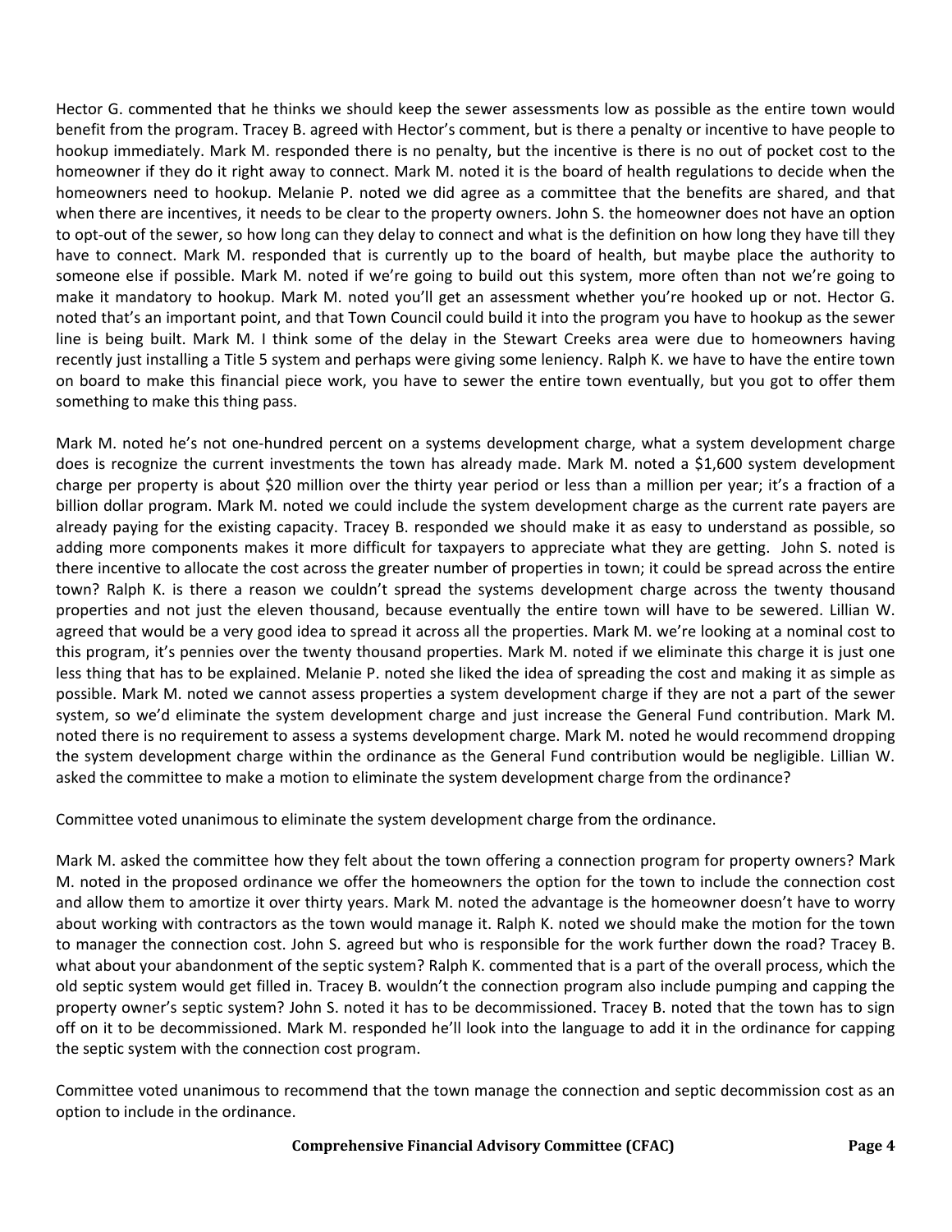Hector G. commented that he thinks we should keep the sewer assessments low as possible as the entire town would benefit from the program. Tracey B. agreed with Hector's comment, but is there a penalty or incentive to have people to hookup immediately. Mark M. responded there is no penalty, but the incentive is there is no out of pocket cost to the homeowner if they do it right away to connect. Mark M. noted it is the board of health regulations to decide when the homeowners need to hookup. Melanie P. noted we did agree as a committee that the benefits are shared, and that when there are incentives, it needs to be clear to the property owners. John S. the homeowner does not have an option to opt-out of the sewer, so how long can they delay to connect and what is the definition on how long they have till they have to connect. Mark M. responded that is currently up to the board of health, but maybe place the authority to someone else if possible. Mark M. noted if we're going to build out this system, more often than not we're going to make it mandatory to hookup. Mark M. noted you'll get an assessment whether you're hooked up or not. Hector G. noted that's an important point, and that Town Council could build it into the program you have to hookup as the sewer line is being built. Mark M. I think some of the delay in the Stewart Creeks area were due to homeowners having recently just installing a Title 5 system and perhaps were giving some leniency. Ralph K. we have to have the entire town on board to make this financial piece work, you have to sewer the entire town eventually, but you got to offer them something to make this thing pass.

Mark M. noted he's not one-hundred percent on a systems development charge, what a system development charge does is recognize the current investments the town has already made. Mark M. noted a $1,600 system development charge per property is about $20 million over the thirty year period or less than a million per year; it's a fraction of a billion dollar program. Mark M. noted we could include the system development charge as the current rate payers are already paying for the existing capacity. Tracey B. responded we should make it as easy to understand as possible, so adding more components makes it more difficult for taxpayers to appreciate what they are getting. John S. noted is there incentive to allocate the cost across the greater number of properties in town; it could be spread across the entire town? Ralph K. is there a reason we couldn't spread the systems development charge across the twenty thousand properties and not just the eleven thousand, because eventually the entire town will have to be sewered. Lillian W. agreed that would be a very good idea to spread it across all the properties. Mark M. we're looking at a nominal cost to this program, it's pennies over the twenty thousand properties. Mark M. noted if we eliminate this charge it is just one less thing that has to be explained. Melanie P. noted she liked the idea of spreading the cost and making it as simple as possible. Mark M. noted we cannot assess properties a system development charge if they are not a part of the sewer system, so we'd eliminate the system development charge and just increase the General Fund contribution. Mark M. noted there is no requirement to assess a systems development charge. Mark M. noted he would recommend dropping the system development charge within the ordinance as the General Fund contribution would be negligible. Lillian W. asked the committee to make a motion to eliminate the system development charge from the ordinance?

Committee voted unanimous to eliminate the system development charge from the ordinance.

Mark M. asked the committee how they felt about the town offering a connection program for property owners? Mark M. noted in the proposed ordinance we offer the homeowners the option for the town to include the connection cost and allow them to amortize it over thirty years. Mark M. noted the advantage is the homeowner doesn't have to worry about working with contractors as the town would manage it. Ralph K. noted we should make the motion for the town to manager the connection cost. John S. agreed but who is responsible for the work further down the road? Tracey B. what about your abandonment of the septic system? Ralph K. commented that is a part of the overall process, which the old septic system would get filled in. Tracey B. wouldn't the connection program also include pumping and capping the property owner's septic system? John S. noted it has to be decommissioned. Tracey B. noted that the town has to sign off on it to be decommissioned. Mark M. responded he'll look into the language to add it in the ordinance for capping the septic system with the connection cost program.

Committee voted unanimous to recommend that the town manage the connection and septic decommission cost as an option to include in the ordinance.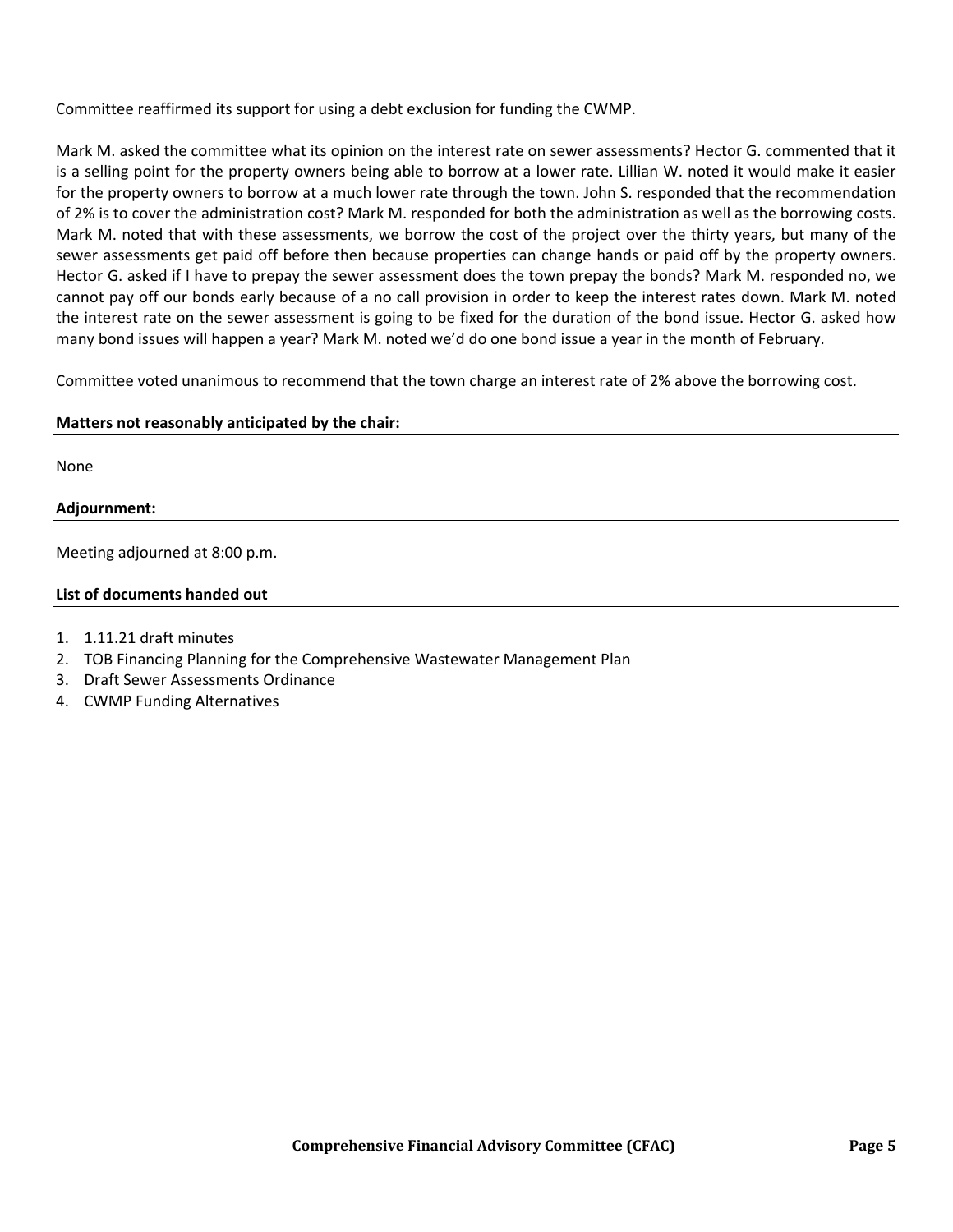Committee reaffirmed its support for using a debt exclusion for funding the CWMP.

Mark M. asked the committee what its opinion on the interest rate on sewer assessments? Hector G. commented that it is a selling point for the property owners being able to borrow at a lower rate. Lillian W. noted it would make it easier for the property owners to borrow at a much lower rate through the town. John S. responded that the recommendation of 2% is to cover the administration cost? Mark M. responded for both the administration as well as the borrowing costs. Mark M. noted that with these assessments, we borrow the cost of the project over the thirty years, but many of the sewer assessments get paid off before then because properties can change hands or paid off by the property owners. Hector G. asked if I have to prepay the sewer assessment does the town prepay the bonds? Mark M. responded no, we cannot pay off our bonds early because of a no call provision in order to keep the interest rates down. Mark M. noted the interest rate on the sewer assessment is going to be fixed for the duration of the bond issue. Hector G. asked how many bond issues will happen a year? Mark M. noted we'd do one bond issue a year in the month of February.

Committee voted unanimous to recommend that the town charge an interest rate of 2% above the borrowing cost.

**Matters not reasonably anticipated by the chair:**

None

**Adjournment:**

Meeting adjourned at 8:00 p.m.

**List of documents handed out**

1. 1.11.21 draft minutes
2. TOB Financing Planning for the Comprehensive Wastewater Management Plan
3. Draft Sewer Assessments Ordinance
4. CWMP Funding Alternatives